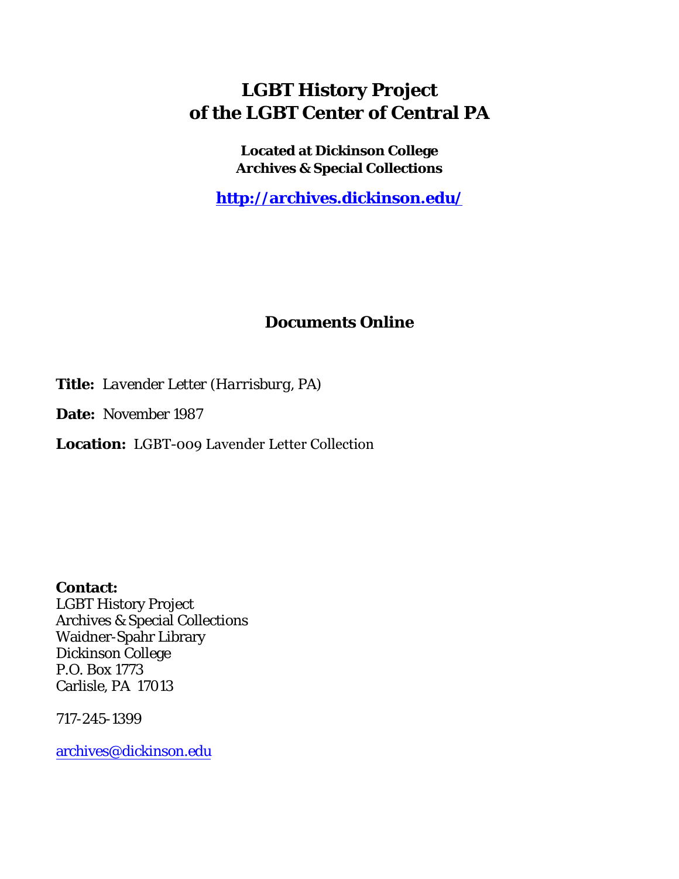# LGBT History Project
# of the LGBT Center of Central PA

**Located at Dickinson College**
**Archives & Special Collections**

**http://archives.dickinson.edu/**

## Documents Online

**Title:** *Lavender Letter (Harrisburg, PA)*

**Date:** November 1987

**Location:** LGBT-009 Lavender Letter Collection

**Contact:**
LGBT History Project
Archives & Special Collections
Waidner-Spahr Library
Dickinson College
P.O. Box 1773
Carlisle, PA 17013

717-245-1399

archives@dickinson.edu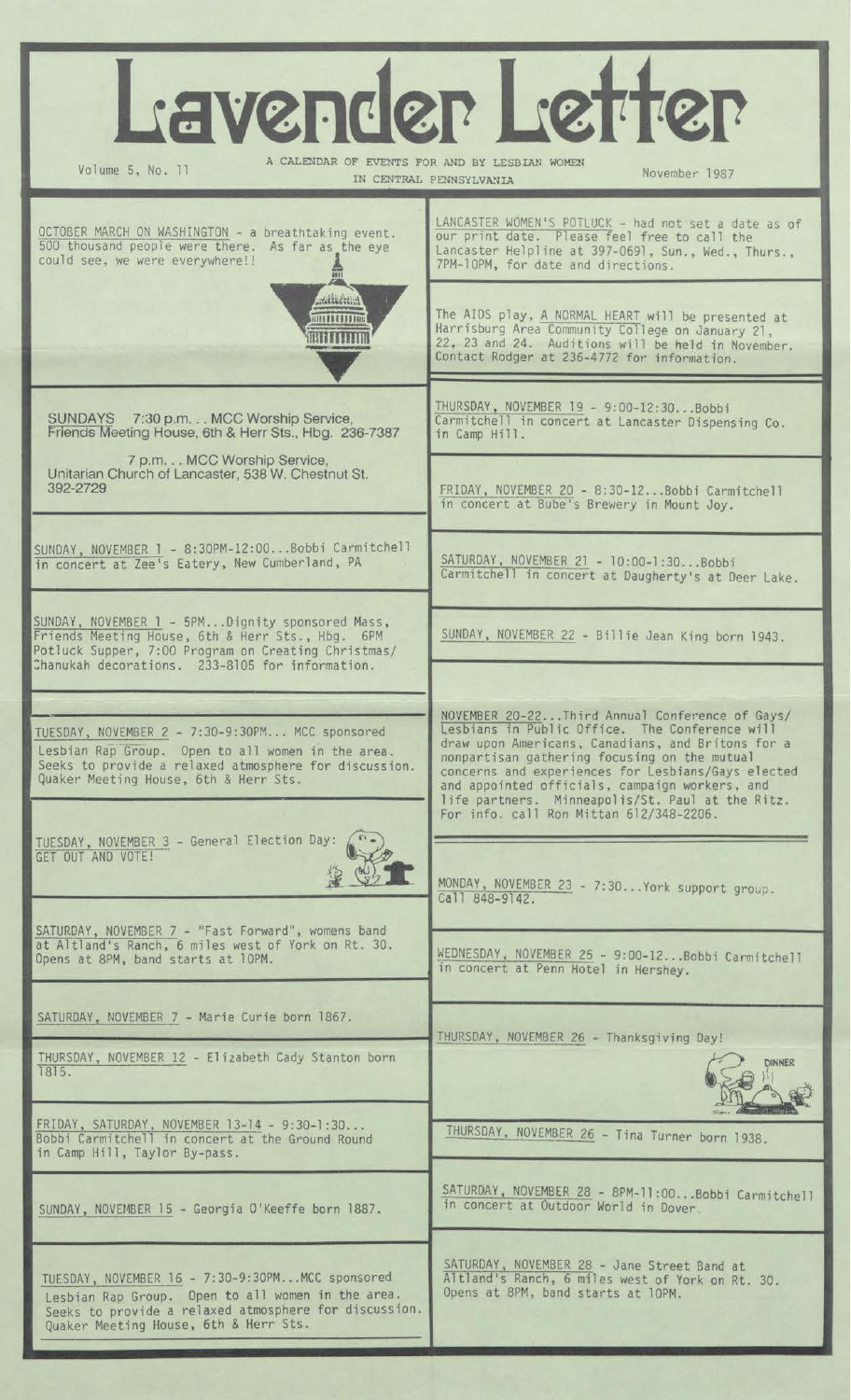# Lavender Letter

Volume 5, No. 11

A CALENDAR OF EVENTS FOR AND BY LESBIAN WOMEN IN CENTRAL PENNSYLVANIA

November 1987

OCTOBER MARCH ON WASHINGTON - a breathtaking event. 500 thousand people were there. As far as the eye could see, we were everywhere!!

SUNDAYS 7:30 p.m. . . MCC Worship Service, Friends Meeting House, 6th & Herr Sts., Hbg. 236-7387

7 p.m. . . MCC Worship Service, Unitarian Church of Lancaster, 538 W. Chestnut St. 392-2729

SUNDAY, NOVEMBER 1 - 8:30PM-12:00...Bobbi Carmitchell in concert at Zee's Eatery, New Cumberland, PA

SUNDAY, NOVEMBER 1 - 5PM...Dignity sponsored Mass, Friends Meeting House, 6th & Herr Sts., Hbg. 6PM Potluck Supper, 7:00 Program on Creating Christmas/Chanukah decorations. 233-8105 for information.

TUESDAY, NOVEMBER 2 - 7:30-9:30PM... MCC sponsored Lesbian Rap Group. Open to all women in the area. Seeks to provide a relaxed atmosphere for discussion. Quaker Meeting House, 6th & Herr Sts.

TUESDAY, NOVEMBER 3 - General Election Day: GET OUT AND VOTE!

SATURDAY, NOVEMBER 7 - "Fast Forward", womens band at Altland's Ranch, 6 miles west of York on Rt. 30. Opens at 8PM, band starts at 10PM.

SATURDAY, NOVEMBER 7 - Marie Curie born 1867.

THURSDAY, NOVEMBER 12 - Elizabeth Cady Stanton born 1815.

FRIDAY, SATURDAY, NOVEMBER 13-14 - 9:30-1:30... Bobbi Carmitchell in concert at the Ground Round in Camp Hill, Taylor By-pass.

SUNDAY, NOVEMBER 15 - Georgia O'Keeffe born 1887.

TUESDAY, NOVEMBER 16 - 7:30-9:30PM...MCC sponsored Lesbian Rap Group. Open to all women in the area. Seeks to provide a relaxed atmosphere for discussion. Quaker Meeting House, 6th & Herr Sts.

LANCASTER WOMEN'S POTLUCK - had not set a date as of our print date. Please feel free to call the Lancaster Helpline at 397-0691, Sun., Wed., Thurs., 7PM-10PM, for date and directions.

The AIDS play, A NORMAL HEART will be presented at Harrisburg Area Community College on January 21, 22, 23 and 24. Auditions will be held in November. Contact Rodger at 236-4772 for information.

THURSDAY, NOVEMBER 19 - 9:00-12:30...Bobbi Carmitchell in concert at Lancaster Dispensing Co. in Camp Hill.

FRIDAY, NOVEMBER 20 - 8:30-12...Bobbi Carmitchell in concert at Bube's Brewery in Mount Joy.

SATURDAY, NOVEMBER 21 - 10:00-1:30...Bobbi Carmitchell in concert at Daugherty's at Deer Lake.

SUNDAY, NOVEMBER 22 - Billie Jean King born 1943.

NOVEMBER 20-22...Third Annual Conference of Gays/Lesbians in Public Office. The Conference will draw upon Americans, Canadians, and Britons for a nonpartisan gathering focusing on the mutual concerns and experiences for Lesbians/Gays elected and appointed officials, campaign workers, and life partners. Minneapolis/St. Paul at the Ritz. For info. call Ron Mittan 612/348-2206.

MONDAY, NOVEMBER 23 - 7:30...York support group. Call 848-9142.

WEDNESDAY, NOVEMBER 25 - 9:00-12...Bobbi Carmitchell in concert at Penn Hotel in Hershey.

THURSDAY, NOVEMBER 26 - Thanksgiving Day!

THURSDAY, NOVEMBER 26 - Tina Turner born 1938.

SATURDAY, NOVEMBER 28 - 8PM-11:00...Bobbi Carmitchell in concert at Outdoor World in Dover.

SATURDAY, NOVEMBER 28 - Jane Street Band at Altland's Ranch, 6 miles west of York on Rt. 30. Opens at 8PM, band starts at 10PM.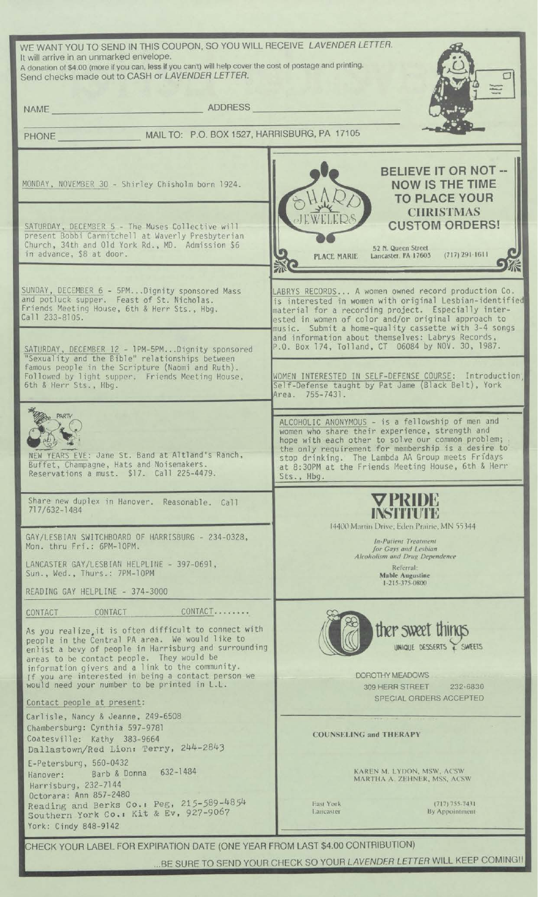WE WANT YOU TO SEND IN THIS COUPON, SO YOU WILL RECEIVE *LAVENDER LETTER*.
It will arrive in an unmarked envelope.
A donation of $4.00 (more if you can, less if you can't) will help cover the cost of postage and printing.
Send checks made out to CASH or *LAVENDER LETTER*.

NAME ______________________ ADDRESS ______________________

PHONE ____________ MAIL TO: P.O. BOX 1527, HARRISBURG, PA 17105

MONDAY, NOVEMBER 30 - Shirley Chisholm born 1924.

SATURDAY, DECEMBER 5 - The Muses Collective will present Bobbi Carmitchell at Waverly Presbyterian Church, 34th and Old York Rd., MD. Admission $6 in advance, $8 at door.

SUNDAY, DECEMBER 6 - 5PM...Dignity sponsored Mass and potluck supper. Feast of St. Nicholas. Friends Meeting House, 6th & Herr Sts., Hbg. Call 233-8105.

SATURDAY, DECEMBER 12 - 1PM-5PM...Dignity sponsored "Sexuality and the Bible" relationships between famous people in the Scripture (Naomi and Ruth). Followed by light supper. Friends Meeting House, 6th & Herr Sts., Hbg.

PARTY

NEW YEARS EVE: Jane St. Band at Altland's Ranch, Buffet, Champagne, Hats and Noisemakers. Reservations a must. $17. Call 225-4479.

Share new duplex in Hanover. Reasonable. Call 717/632-1484

GAY/LESBIAN SWITCHBOARD OF HARRISBURG - 234-0328, Mon. thru Fri.: 6PM-10PM.

LANCASTER GAY/LESBIAN HELPLINE - 397-0691, Sun., Wed., Thurs.: 7PM-10PM

READING GAY HELPLINE - 374-3000

CONTACT CONTACT CONTACT........

As you realize, it is often difficult to connect with people in the Central PA area. We would like to enlist a bevy of people in Harrisburg and surrounding areas to be contact people. They would be information givers and a link to the community. If you are interested in being a contact person we would need your number to be printed in L.L.

Contact people at present:

Carlisle, Nancy & Jeanne, 249-6508
Chambersburg: Cynthia 597-9781
Coatesville: Kathy 383-9664
Dallastown/Red Lion: Terry, 244-2843
E-Petersburg, 560-0432
Hanover: Barb & Donna 632-1484
Harrisburg, 232-7144
Octorara: Ann 857-2480
Reading and Berks Co.: Peg, 215-589-4854
Southern York Co.: Kit & Ev, 927-9067
York: Cindy 848-9142

SHARP JEWELERS

**BELIEVE IT OR NOT -- NOW IS THE TIME TO PLACE YOUR CHRISTMAS CUSTOM ORDERS!**

PLACE MARIE 52 N. Queen Street Lancaster, PA 17603 (717) 291-1611

LABRYS RECORDS... A women owned record production Co. is interested in women with original Lesbian-identified material for a recording project. Especially interested in women of color and/or original approach to music. Submit a home-quality cassette with 3-4 songs and information about themselves: Labrys Records, P.O. Box 174, Tolland, CT 06084 by NOV. 30, 1987.

WOMEN INTERESTED IN SELF-DEFENSE COURSE: Introduction, Self-Defense taught by Pat Jame (Black Belt), York Area. 755-7431.

ALCOHOLIC ANONYMOUS - is a fellowship of men and women who share their experience, strength and hope with each other to solve our common problem; the only requirement for membership is a desire to stop drinking. The Lambda AA Group meets Fridays at 8:30PM at the Friends Meeting House, 6th & Herr Sts., Hbg.

**PRIDE INSTITUTE**

14400 Martin Drive, Eden Prairie, MN 55344

*In-Patient Treatment for Gays and Lesbian Alcoholism and Drug Dependence*

Referral:
**Mable Augustine**
1-215-375-0800

**Other sweet things**
UNIQUE DESSERTS & SWEETS

DOROTHY MEADOWS
309 HERR STREET 232-6830
SPECIAL ORDERS ACCEPTED

**COUNSELING and THERAPY**

KAREN M. LYDON, MSW, ACSW
MARTHA A. ZEHNER, MSS, ACSW

East York
Lancaster

(717) 755-7431
By Appointment

CHECK YOUR LABEL FOR EXPIRATION DATE (ONE YEAR FROM LAST $4.00 CONTRIBUTION)

...BE SURE TO SEND YOUR CHECK SO YOUR *LAVENDER LETTER* WILL KEEP COMING!!